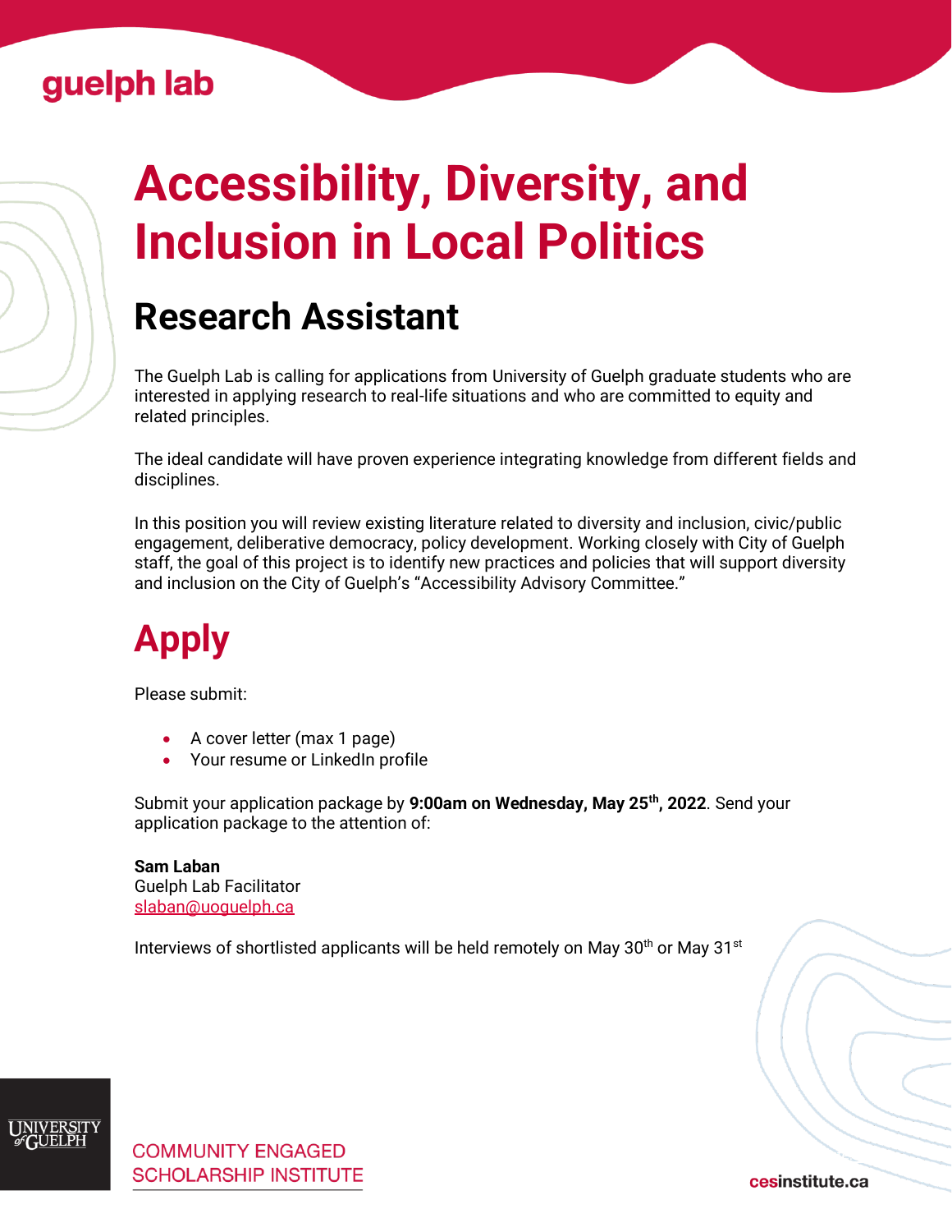guelph lab

# Accessibility, Diversity, and Inclusion in Local Politics

## Research Assistant

The Guelph Lab is calling for applications from University of Guelph graduate students who are interested in applying research to real-life situations and who are committed to equity and related principles.

The ideal candidate will have proven experience integrating knowledge from different fields and disciplines.

In this position you will review existing literature related to diversity and inclusion, civic/public engagement, deliberative democracy, policy development. Working closely with City of Guelph staff, the goal of this project is to identify new practices and policies that will support diversity and inclusion on the City of Guelph's "Accessibility Advisory Committee."

# Apply

Please submit:

- A cover letter (max 1 page)
- Your resume or LinkedIn profile

Submit your application package by **9:00am on Wednesday, May 25th, 2022**. Send your application package to the attention of:

**Sam Laban**
Guelph Lab Facilitator
slaban@uoguelph.ca

Interviews of shortlisted applicants will be held remotely on May 30th or May 31st

UNIVERSITY of GUELPH

COMMUNITY ENGAGED SCHOLARSHIP INSTITUTE

cesinstitute.ca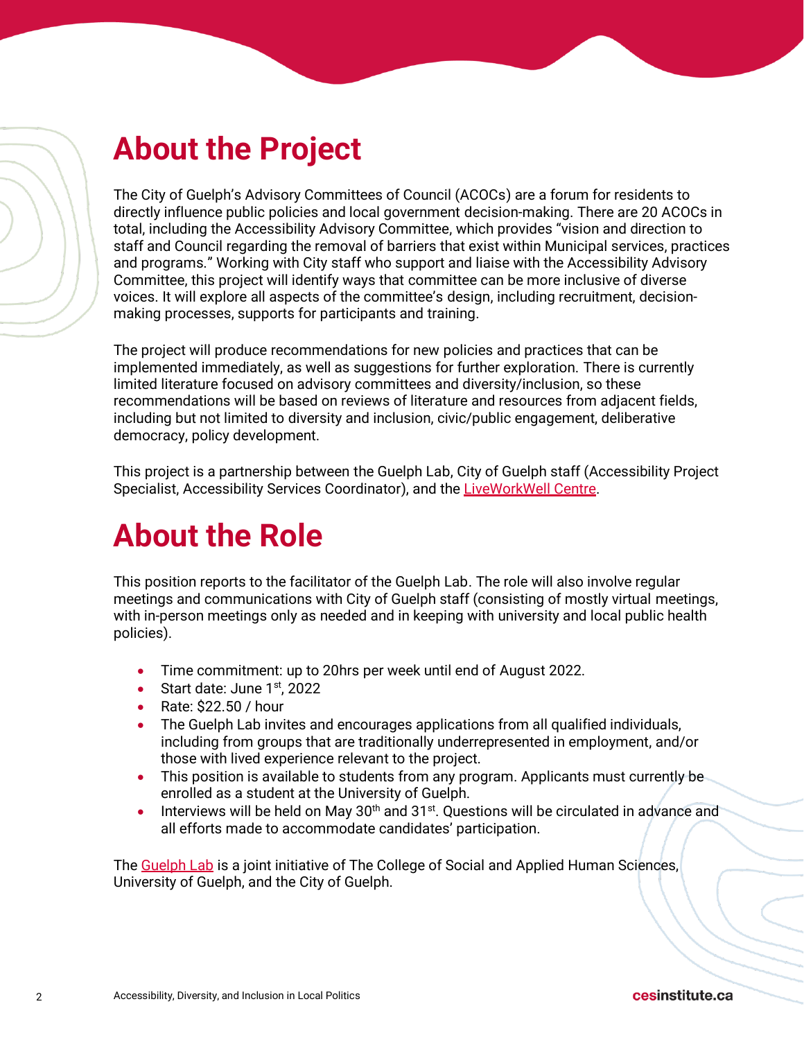# About the Project

The City of Guelph's Advisory Committees of Council (ACOCs) are a forum for residents to directly influence public policies and local government decision-making. There are 20 ACOCs in total, including the Accessibility Advisory Committee, which provides "vision and direction to staff and Council regarding the removal of barriers that exist within Municipal services, practices and programs." Working with City staff who support and liaise with the Accessibility Advisory Committee, this project will identify ways that committee can be more inclusive of diverse voices. It will explore all aspects of the committee's design, including recruitment, decision-making processes, supports for participants and training.

The project will produce recommendations for new policies and practices that can be implemented immediately, as well as suggestions for further exploration. There is currently limited literature focused on advisory committees and diversity/inclusion, so these recommendations will be based on reviews of literature and resources from adjacent fields, including but not limited to diversity and inclusion, civic/public engagement, deliberative democracy, policy development.

This project is a partnership between the Guelph Lab, City of Guelph staff (Accessibility Project Specialist, Accessibility Services Coordinator), and the LiveWorkWell Centre.

# About the Role

This position reports to the facilitator of the Guelph Lab. The role will also involve regular meetings and communications with City of Guelph staff (consisting of mostly virtual meetings, with in-person meetings only as needed and in keeping with university and local public health policies).

- Time commitment: up to 20hrs per week until end of August 2022.
- Start date: June 1st, 2022
- Rate: $22.50 / hour
- The Guelph Lab invites and encourages applications from all qualified individuals, including from groups that are traditionally underrepresented in employment, and/or those with lived experience relevant to the project.
- This position is available to students from any program. Applicants must currently be enrolled as a student at the University of Guelph.
- Interviews will be held on May 30th and 31st. Questions will be circulated in advance and all efforts made to accommodate candidates' participation.

The Guelph Lab is a joint initiative of The College of Social and Applied Human Sciences, University of Guelph, and the City of Guelph.